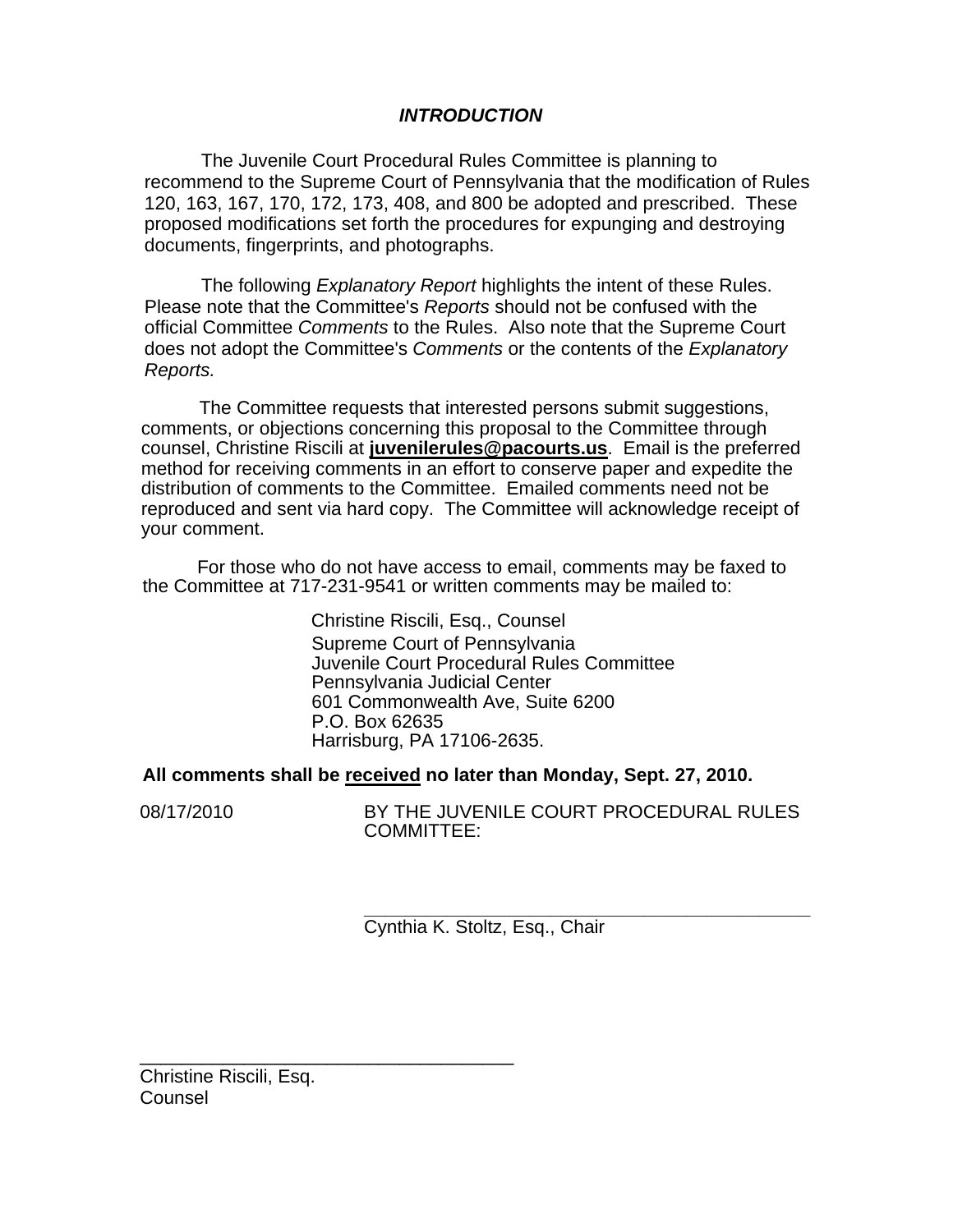## ***INTRODUCTION***

The Juvenile Court Procedural Rules Committee is planning to recommend to the Supreme Court of Pennsylvania that the modification of Rules 120, 163, 167, 170, 172, 173, 408, and 800 be adopted and prescribed. These proposed modifications set forth the procedures for expunging and destroying documents, fingerprints, and photographs.

The following *Explanatory Report* highlights the intent of these Rules. Please note that the Committee's *Reports* should not be confused with the official Committee *Comments* to the Rules. Also note that the Supreme Court does not adopt the Committee's *Comments* or the contents of the *Explanatory Reports.*

The Committee requests that interested persons submit suggestions, comments, or objections concerning this proposal to the Committee through counsel, Christine Riscili at **juvenilerules@pacourts.us**. Email is the preferred method for receiving comments in an effort to conserve paper and expedite the distribution of comments to the Committee. Emailed comments need not be reproduced and sent via hard copy. The Committee will acknowledge receipt of your comment.

For those who do not have access to email, comments may be faxed to the Committee at 717-231-9541 or written comments may be mailed to:

Christine Riscili, Esq., Counsel
Supreme Court of Pennsylvania
Juvenile Court Procedural Rules Committee
Pennsylvania Judicial Center
601 Commonwealth Ave, Suite 6200
P.O. Box 62635
Harrisburg, PA 17106-2635.

**All comments shall be <u>received</u> no later than Monday, Sept. 27, 2010.**

08/17/2010

BY THE JUVENILE COURT PROCEDURAL RULES COMMITTEE:

______________________________
Cynthia K. Stoltz, Esq., Chair

______________________________
Christine Riscili, Esq.
Counsel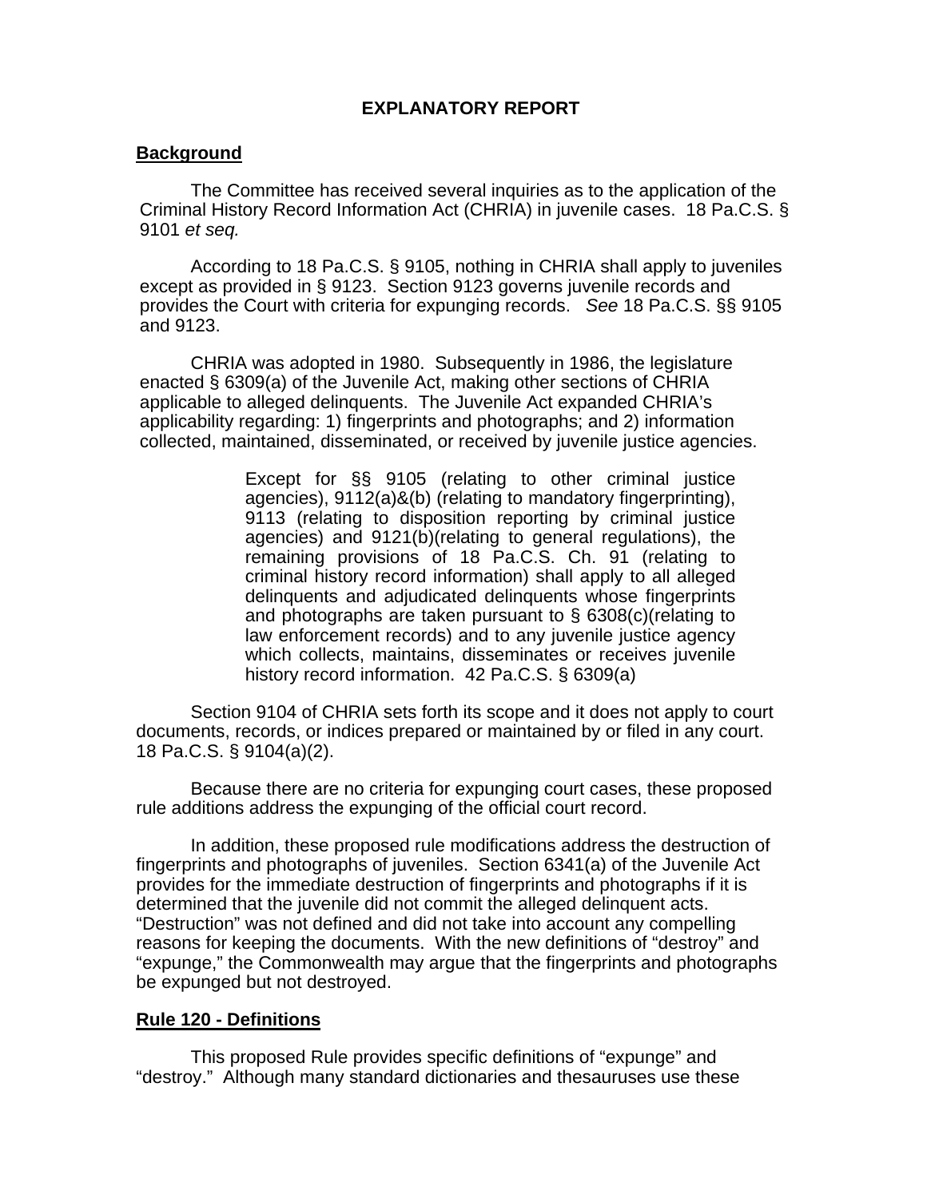## EXPLANATORY REPORT

**Background**

The Committee has received several inquiries as to the application of the Criminal History Record Information Act (CHRIA) in juvenile cases. 18 Pa.C.S. § 9101 *et seq.*

According to 18 Pa.C.S. § 9105, nothing in CHRIA shall apply to juveniles except as provided in § 9123. Section 9123 governs juvenile records and provides the Court with criteria for expunging records. *See* 18 Pa.C.S. §§ 9105 and 9123.

CHRIA was adopted in 1980. Subsequently in 1986, the legislature enacted § 6309(a) of the Juvenile Act, making other sections of CHRIA applicable to alleged delinquents. The Juvenile Act expanded CHRIA's applicability regarding: 1) fingerprints and photographs; and 2) information collected, maintained, disseminated, or received by juvenile justice agencies.

> Except for §§ 9105 (relating to other criminal justice agencies), 9112(a)&(b) (relating to mandatory fingerprinting), 9113 (relating to disposition reporting by criminal justice agencies) and 9121(b)(relating to general regulations), the remaining provisions of 18 Pa.C.S. Ch. 91 (relating to criminal history record information) shall apply to all alleged delinquents and adjudicated delinquents whose fingerprints and photographs are taken pursuant to § 6308(c)(relating to law enforcement records) and to any juvenile justice agency which collects, maintains, disseminates or receives juvenile history record information. 42 Pa.C.S. § 6309(a)

Section 9104 of CHRIA sets forth its scope and it does not apply to court documents, records, or indices prepared or maintained by or filed in any court. 18 Pa.C.S. § 9104(a)(2).

Because there are no criteria for expunging court cases, these proposed rule additions address the expunging of the official court record.

In addition, these proposed rule modifications address the destruction of fingerprints and photographs of juveniles. Section 6341(a) of the Juvenile Act provides for the immediate destruction of fingerprints and photographs if it is determined that the juvenile did not commit the alleged delinquent acts. "Destruction" was not defined and did not take into account any compelling reasons for keeping the documents. With the new definitions of "destroy" and "expunge," the Commonwealth may argue that the fingerprints and photographs be expunged but not destroyed.

**Rule 120 - Definitions**

This proposed Rule provides specific definitions of "expunge" and "destroy." Although many standard dictionaries and thesauruses use these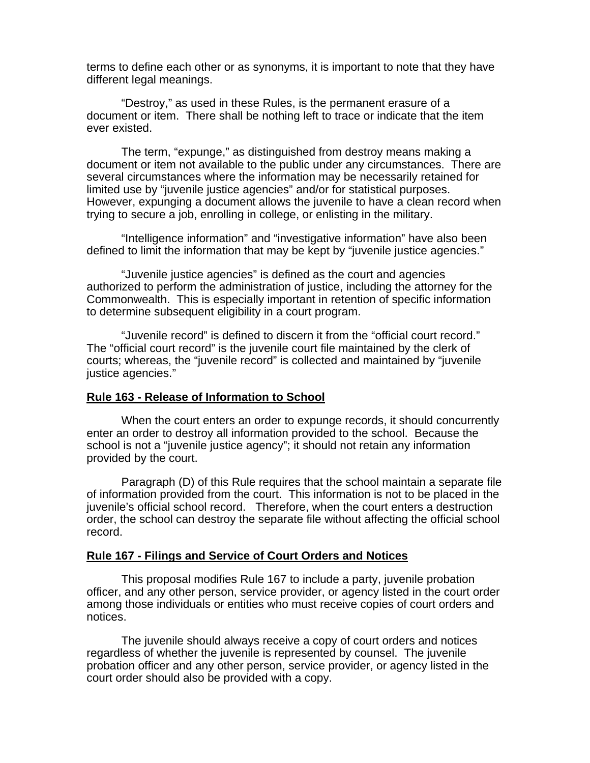terms to define each other or as synonyms, it is important to note that they have different legal meanings.

"Destroy," as used in these Rules, is the permanent erasure of a document or item. There shall be nothing left to trace or indicate that the item ever existed.

The term, "expunge," as distinguished from destroy means making a document or item not available to the public under any circumstances. There are several circumstances where the information may be necessarily retained for limited use by "juvenile justice agencies" and/or for statistical purposes. However, expunging a document allows the juvenile to have a clean record when trying to secure a job, enrolling in college, or enlisting in the military.

"Intelligence information" and "investigative information" have also been defined to limit the information that may be kept by "juvenile justice agencies."

"Juvenile justice agencies" is defined as the court and agencies authorized to perform the administration of justice, including the attorney for the Commonwealth. This is especially important in retention of specific information to determine subsequent eligibility in a court program.

"Juvenile record" is defined to discern it from the "official court record." The "official court record" is the juvenile court file maintained by the clerk of courts; whereas, the "juvenile record" is collected and maintained by "juvenile justice agencies."

**Rule 163 - Release of Information to School**

When the court enters an order to expunge records, it should concurrently enter an order to destroy all information provided to the school. Because the school is not a "juvenile justice agency"; it should not retain any information provided by the court.

Paragraph (D) of this Rule requires that the school maintain a separate file of information provided from the court. This information is not to be placed in the juvenile's official school record. Therefore, when the court enters a destruction order, the school can destroy the separate file without affecting the official school record.

**Rule 167 - Filings and Service of Court Orders and Notices**

This proposal modifies Rule 167 to include a party, juvenile probation officer, and any other person, service provider, or agency listed in the court order among those individuals or entities who must receive copies of court orders and notices.

The juvenile should always receive a copy of court orders and notices regardless of whether the juvenile is represented by counsel. The juvenile probation officer and any other person, service provider, or agency listed in the court order should also be provided with a copy.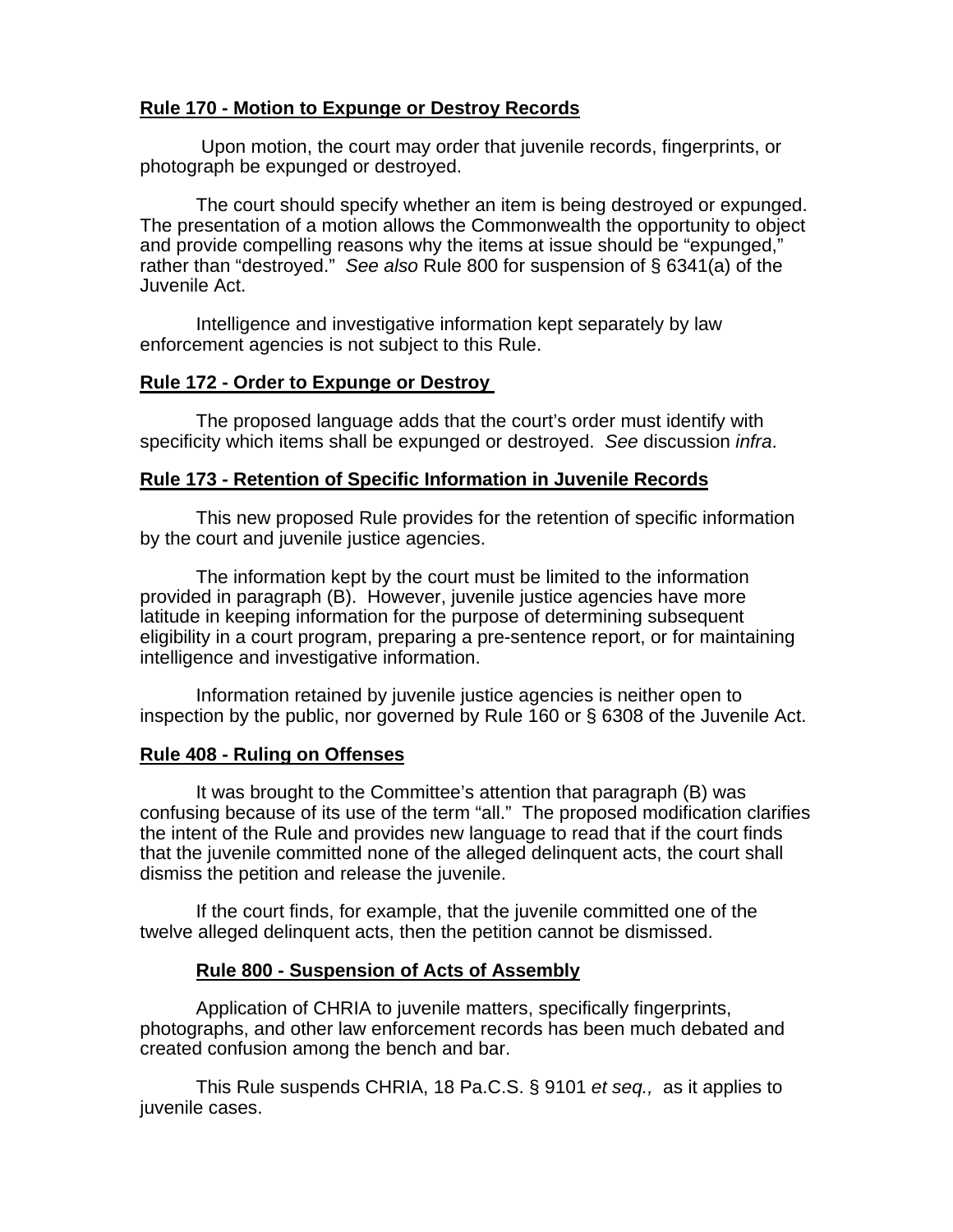**Rule 170 - Motion to Expunge or Destroy Records**

Upon motion, the court may order that juvenile records, fingerprints, or photograph be expunged or destroyed.

The court should specify whether an item is being destroyed or expunged. The presentation of a motion allows the Commonwealth the opportunity to object and provide compelling reasons why the items at issue should be "expunged," rather than "destroyed." *See also* Rule 800 for suspension of § 6341(a) of the Juvenile Act.

Intelligence and investigative information kept separately by law enforcement agencies is not subject to this Rule.

**Rule 172 - Order to Expunge or Destroy**

The proposed language adds that the court's order must identify with specificity which items shall be expunged or destroyed. *See* discussion *infra*.

**Rule 173 - Retention of Specific Information in Juvenile Records**

This new proposed Rule provides for the retention of specific information by the court and juvenile justice agencies.

The information kept by the court must be limited to the information provided in paragraph (B). However, juvenile justice agencies have more latitude in keeping information for the purpose of determining subsequent eligibility in a court program, preparing a pre-sentence report, or for maintaining intelligence and investigative information.

Information retained by juvenile justice agencies is neither open to inspection by the public, nor governed by Rule 160 or § 6308 of the Juvenile Act.

**Rule 408 - Ruling on Offenses**

It was brought to the Committee's attention that paragraph (B) was confusing because of its use of the term "all." The proposed modification clarifies the intent of the Rule and provides new language to read that if the court finds that the juvenile committed none of the alleged delinquent acts, the court shall dismiss the petition and release the juvenile.

If the court finds, for example, that the juvenile committed one of the twelve alleged delinquent acts, then the petition cannot be dismissed.

**Rule 800 - Suspension of Acts of Assembly**

Application of CHRIA to juvenile matters, specifically fingerprints, photographs, and other law enforcement records has been much debated and created confusion among the bench and bar.

This Rule suspends CHRIA, 18 Pa.C.S. § 9101 *et seq.,* as it applies to juvenile cases.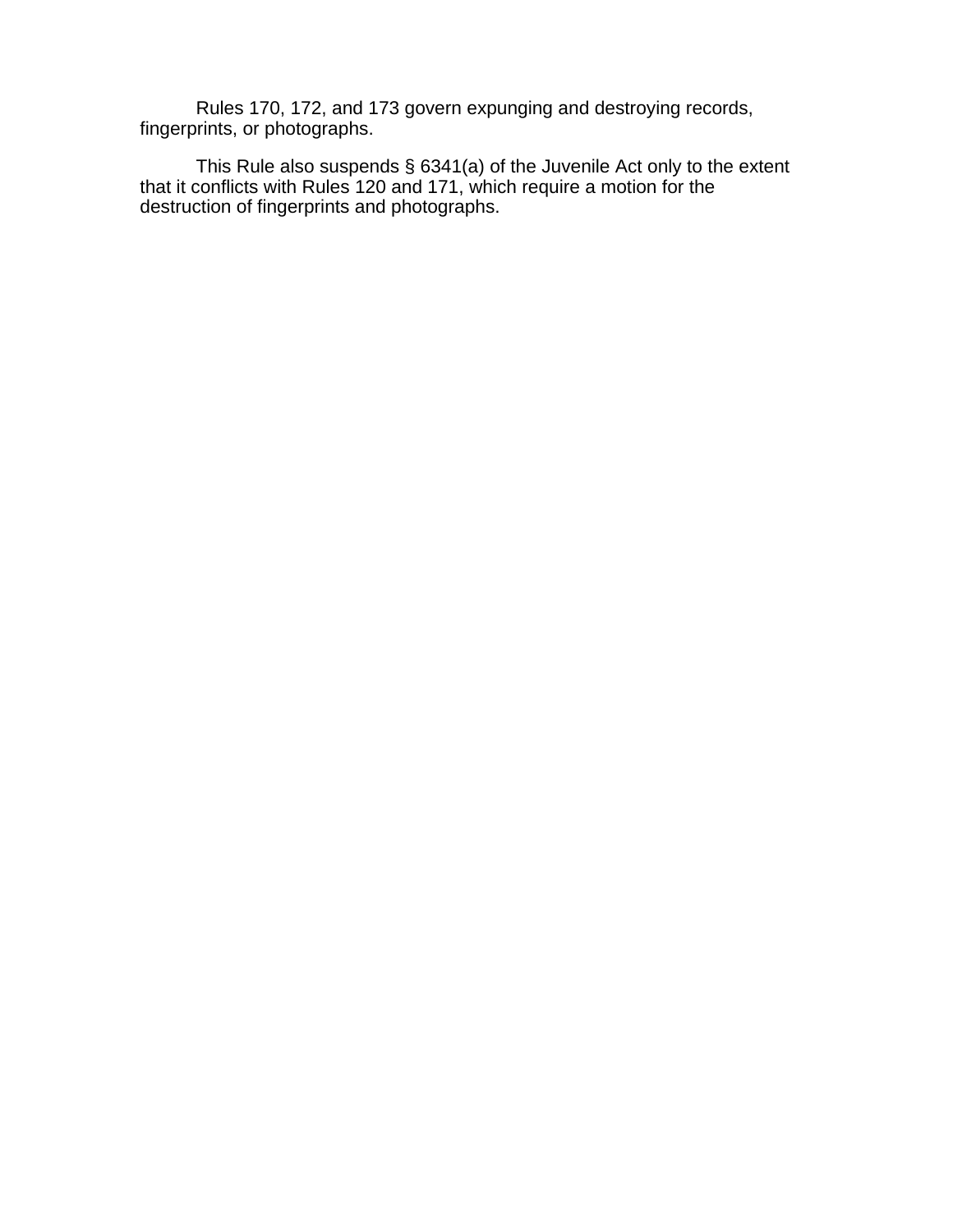Rules 170, 172, and 173 govern expunging and destroying records, fingerprints, or photographs.

This Rule also suspends § 6341(a) of the Juvenile Act only to the extent that it conflicts with Rules 120 and 171, which require a motion for the destruction of fingerprints and photographs.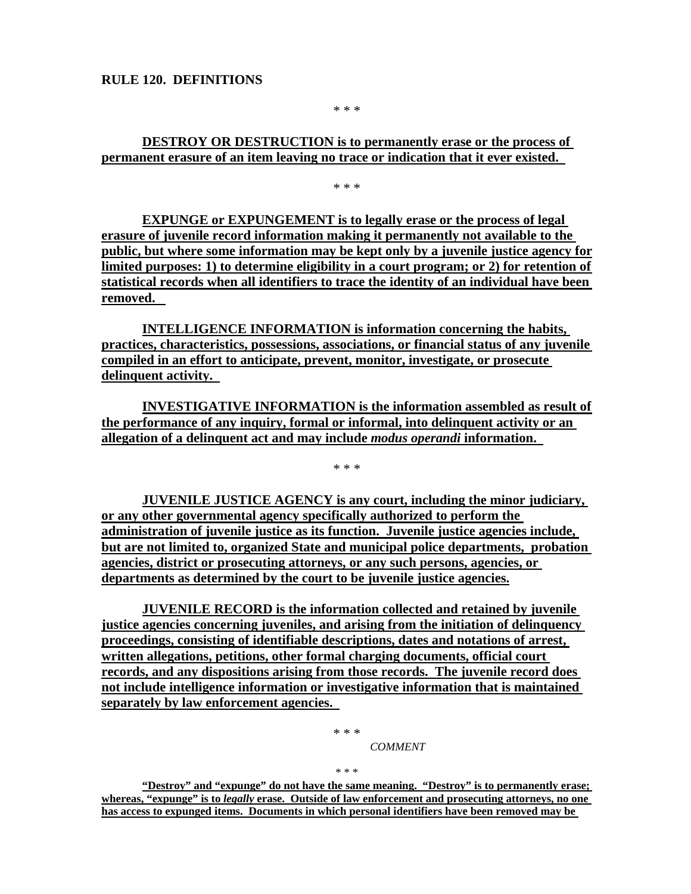**RULE 120. DEFINITIONS**

\* \* \*

**DESTROY OR DESTRUCTION is to permanently erase or the process of permanent erasure of an item leaving no trace or indication that it ever existed.**

\* \* \*

**EXPUNGE or EXPUNGEMENT is to legally erase or the process of legal erasure of juvenile record information making it permanently not available to the public, but where some information may be kept only by a juvenile justice agency for limited purposes: 1) to determine eligibility in a court program; or 2) for retention of statistical records when all identifiers to trace the identity of an individual have been removed.**

**INTELLIGENCE INFORMATION is information concerning the habits, practices, characteristics, possessions, associations, or financial status of any juvenile compiled in an effort to anticipate, prevent, monitor, investigate, or prosecute delinquent activity.**

**INVESTIGATIVE INFORMATION is the information assembled as result of the performance of any inquiry, formal or informal, into delinquent activity or an allegation of a delinquent act and may include *modus operandi* information.**

\* \* \*

**JUVENILE JUSTICE AGENCY is any court, including the minor judiciary, or any other governmental agency specifically authorized to perform the administration of juvenile justice as its function. Juvenile justice agencies include, but are not limited to, organized State and municipal police departments, probation agencies, district or prosecuting attorneys, or any such persons, agencies, or departments as determined by the court to be juvenile justice agencies.**

**JUVENILE RECORD is the information collected and retained by juvenile justice agencies concerning juveniles, and arising from the initiation of delinquency proceedings, consisting of identifiable descriptions, dates and notations of arrest, written allegations, petitions, other formal charging documents, official court records, and any dispositions arising from those records. The juvenile record does not include intelligence information or investigative information that is maintained separately by law enforcement agencies.**

\* \* \*

*COMMENT*

\* \* \*

**"Destroy" and "expunge" do not have the same meaning. "Destroy" is to permanently erase; whereas, "expunge" is to *legally* erase. Outside of law enforcement and prosecuting attorneys, no one has access to expunged items. Documents in which personal identifiers have been removed may be**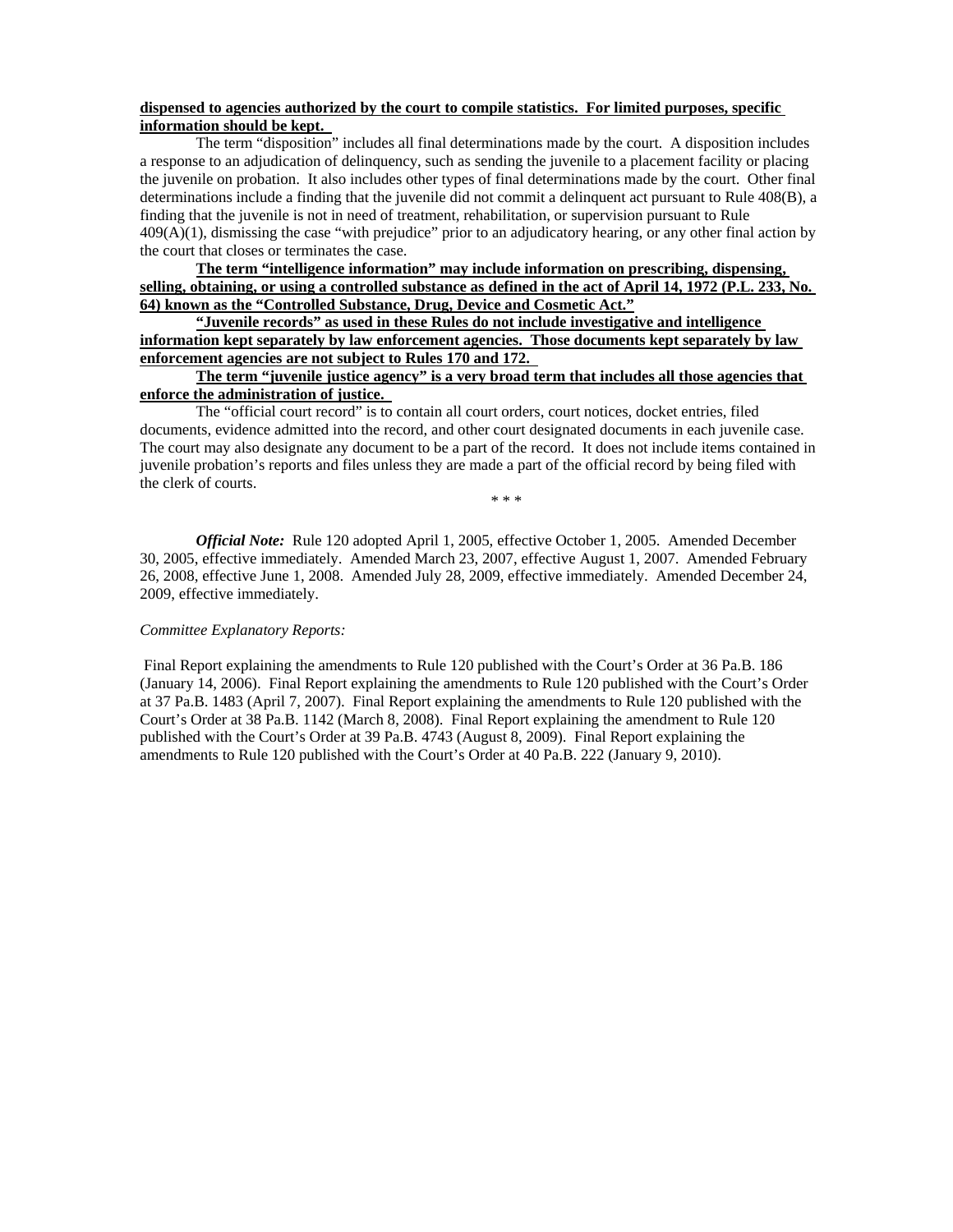**dispensed to agencies authorized by the court to compile statistics. For limited purposes, specific information should be kept.**

The term "disposition" includes all final determinations made by the court. A disposition includes a response to an adjudication of delinquency, such as sending the juvenile to a placement facility or placing the juvenile on probation. It also includes other types of final determinations made by the court. Other final determinations include a finding that the juvenile did not commit a delinquent act pursuant to Rule 408(B), a finding that the juvenile is not in need of treatment, rehabilitation, or supervision pursuant to Rule 409(A)(1), dismissing the case "with prejudice" prior to an adjudicatory hearing, or any other final action by the court that closes or terminates the case.

**The term "intelligence information" may include information on prescribing, dispensing, selling, obtaining, or using a controlled substance as defined in the act of April 14, 1972 (P.L. 233, No. 64) known as the "Controlled Substance, Drug, Device and Cosmetic Act."**

**"Juvenile records" as used in these Rules do not include investigative and intelligence information kept separately by law enforcement agencies. Those documents kept separately by law enforcement agencies are not subject to Rules 170 and 172.**

**The term "juvenile justice agency" is a very broad term that includes all those agencies that enforce the administration of justice.**

The "official court record" is to contain all court orders, court notices, docket entries, filed documents, evidence admitted into the record, and other court designated documents in each juvenile case. The court may also designate any document to be a part of the record. It does not include items contained in juvenile probation's reports and files unless they are made a part of the official record by being filed with the clerk of courts.

\* \* \*

***Official Note:*** Rule 120 adopted April 1, 2005, effective October 1, 2005. Amended December 30, 2005, effective immediately. Amended March 23, 2007, effective August 1, 2007. Amended February 26, 2008, effective June 1, 2008. Amended July 28, 2009, effective immediately. Amended December 24, 2009, effective immediately.

*Committee Explanatory Reports:*

Final Report explaining the amendments to Rule 120 published with the Court's Order at 36 Pa.B. 186 (January 14, 2006). Final Report explaining the amendments to Rule 120 published with the Court's Order at 37 Pa.B. 1483 (April 7, 2007). Final Report explaining the amendments to Rule 120 published with the Court's Order at 38 Pa.B. 1142 (March 8, 2008). Final Report explaining the amendment to Rule 120 published with the Court's Order at 39 Pa.B. 4743 (August 8, 2009). Final Report explaining the amendments to Rule 120 published with the Court's Order at 40 Pa.B. 222 (January 9, 2010).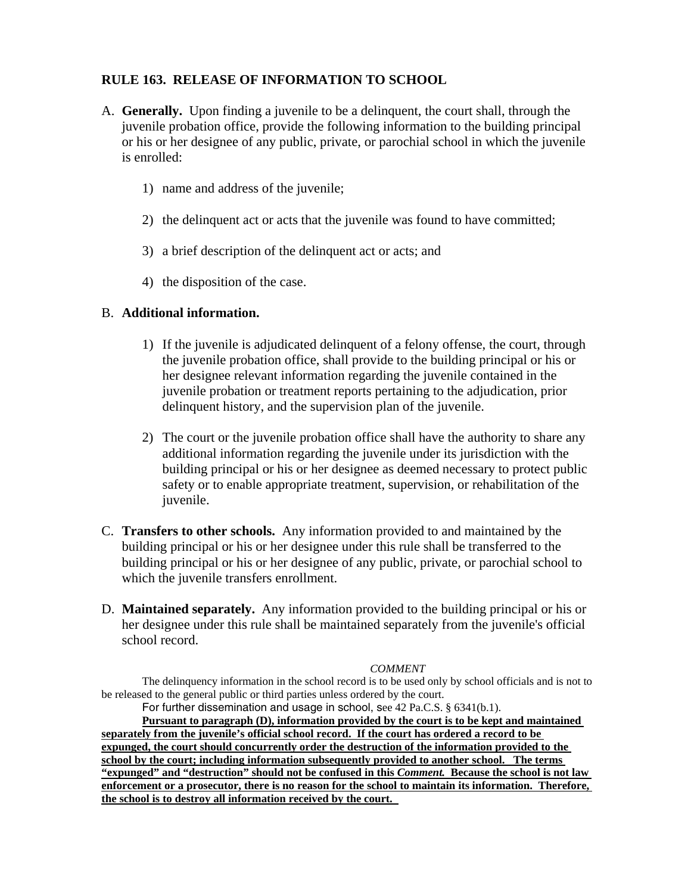## RULE 163. RELEASE OF INFORMATION TO SCHOOL

A. **Generally.** Upon finding a juvenile to be a delinquent, the court shall, through the juvenile probation office, provide the following information to the building principal or his or her designee of any public, private, or parochial school in which the juvenile is enrolled:

   1) name and address of the juvenile;

   2) the delinquent act or acts that the juvenile was found to have committed;

   3) a brief description of the delinquent act or acts; and

   4) the disposition of the case.

B. **Additional information.**

   1) If the juvenile is adjudicated delinquent of a felony offense, the court, through the juvenile probation office, shall provide to the building principal or his or her designee relevant information regarding the juvenile contained in the juvenile probation or treatment reports pertaining to the adjudication, prior delinquent history, and the supervision plan of the juvenile.

   2) The court or the juvenile probation office shall have the authority to share any additional information regarding the juvenile under its jurisdiction with the building principal or his or her designee as deemed necessary to protect public safety or to enable appropriate treatment, supervision, or rehabilitation of the juvenile.

C. **Transfers to other schools.** Any information provided to and maintained by the building principal or his or her designee under this rule shall be transferred to the building principal or his or her designee of any public, private, or parochial school to which the juvenile transfers enrollment.

D. **Maintained separately.** Any information provided to the building principal or his or her designee under this rule shall be maintained separately from the juvenile's official school record.

*COMMENT*

The delinquency information in the school record is to be used only by school officials and is not to be released to the general public or third parties unless ordered by the court.

For further dissemination and usage in school, see 42 Pa.C.S. § 6341(b.1).

**Pursuant to paragraph (D), information provided by the court is to be kept and maintained separately from the juvenile's official school record. If the court has ordered a record to be expunged, the court should concurrently order the destruction of the information provided to the school by the court; including information subsequently provided to another school. The terms "expunged" and "destruction" should not be confused in this *Comment*. Because the school is not law enforcement or a prosecutor, there is no reason for the school to maintain its information. Therefore, the school is to destroy all information received by the court.**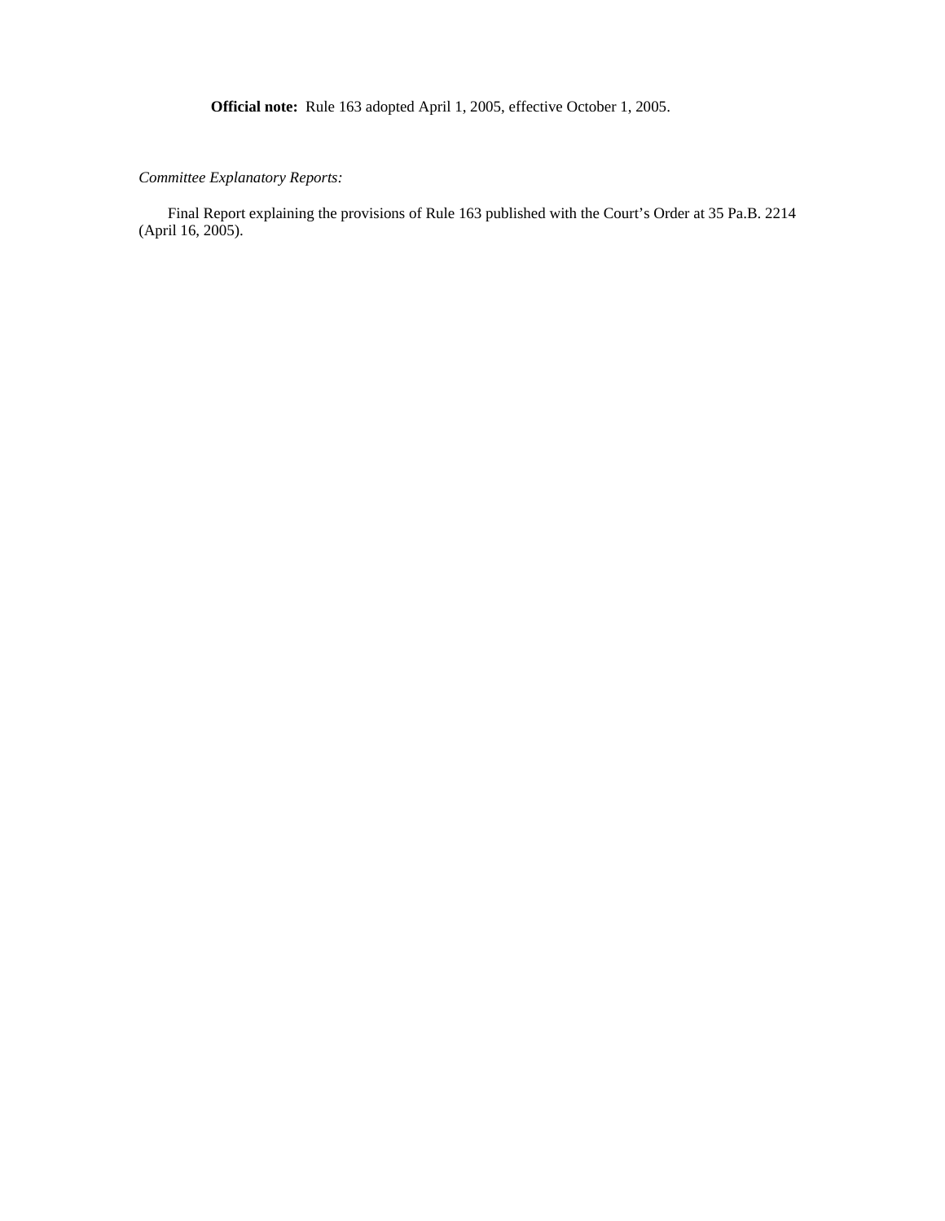**Official note:** Rule 163 adopted April 1, 2005, effective October 1, 2005.

*Committee Explanatory Reports:*

Final Report explaining the provisions of Rule 163 published with the Court's Order at 35 Pa.B. 2214 (April 16, 2005).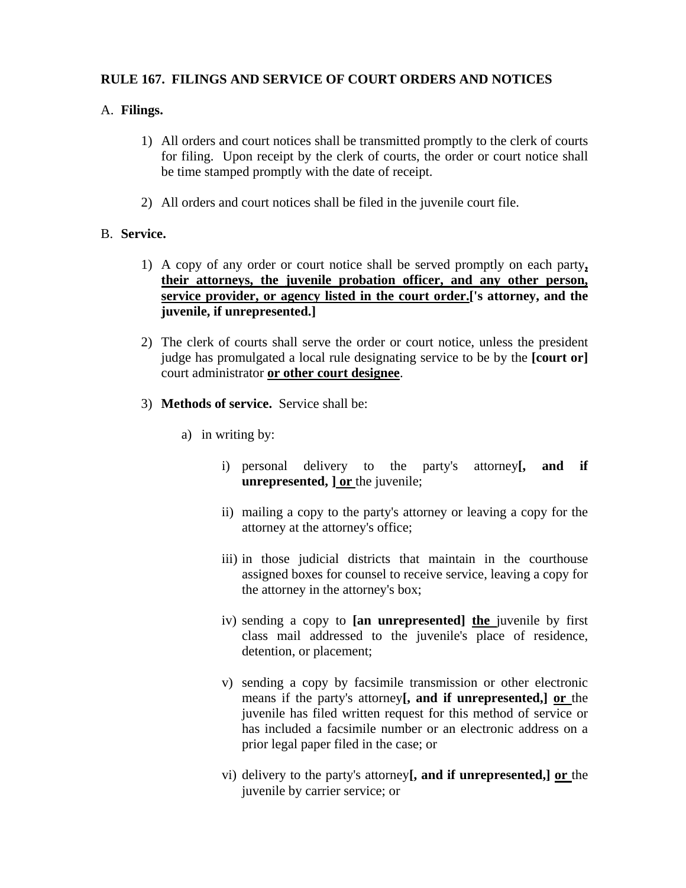**RULE 167. FILINGS AND SERVICE OF COURT ORDERS AND NOTICES**

A. **Filings.**

1) All orders and court notices shall be transmitted promptly to the clerk of courts for filing. Upon receipt by the clerk of courts, the order or court notice shall be time stamped promptly with the date of receipt.

2) All orders and court notices shall be filed in the juvenile court file.

B. **Service.**

1) A copy of any order or court notice shall be served promptly on each party<u>**, their attorneys, the juvenile probation officer, and any other person, service provider, or agency listed in the court order.**</u>**['s attorney, and the juvenile, if unrepresented.]**

2) The clerk of courts shall serve the order or court notice, unless the president judge has promulgated a local rule designating service to be by the **[court or]** court administrator <u>**or other court designee**</u>.

3) **Methods of service.** Service shall be:

   a) in writing by:

      i) personal delivery to the party's attorney**[, and if unrepresented, ]** <u>**or**</u> the juvenile;

      ii) mailing a copy to the party's attorney or leaving a copy for the attorney at the attorney's office;

      iii) in those judicial districts that maintain in the courthouse assigned boxes for counsel to receive service, leaving a copy for the attorney in the attorney's box;

      iv) sending a copy to **[an unrepresented]** <u>**the**</u> juvenile by first class mail addressed to the juvenile's place of residence, detention, or placement;

      v) sending a copy by facsimile transmission or other electronic means if the party's attorney**[, and if unrepresented,]** <u>**or**</u> the juvenile has filed written request for this method of service or has included a facsimile number or an electronic address on a prior legal paper filed in the case; or

      vi) delivery to the party's attorney**[, and if unrepresented,]** <u>**or**</u> the juvenile by carrier service; or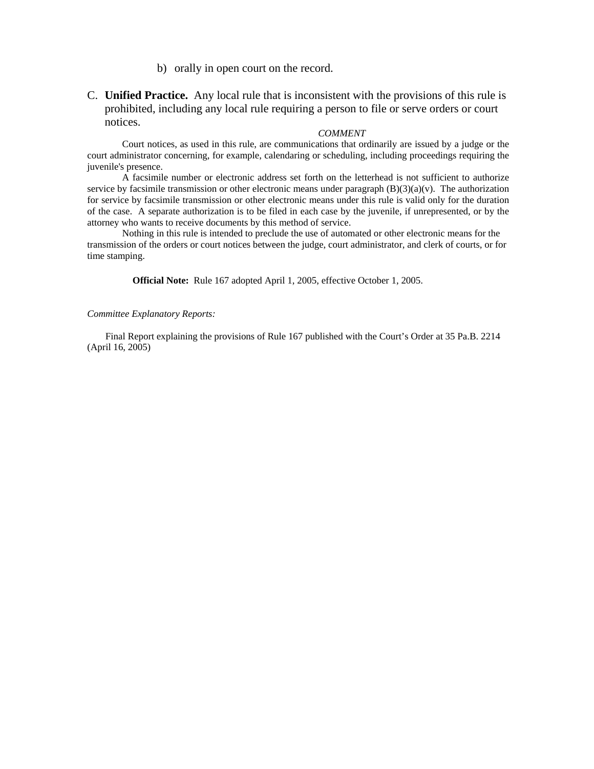b) orally in open court on the record.

C. **Unified Practice.** Any local rule that is inconsistent with the provisions of this rule is prohibited, including any local rule requiring a person to file or serve orders or court notices.

*COMMENT*

Court notices, as used in this rule, are communications that ordinarily are issued by a judge or the court administrator concerning, for example, calendaring or scheduling, including proceedings requiring the juvenile's presence.

A facsimile number or electronic address set forth on the letterhead is not sufficient to authorize service by facsimile transmission or other electronic means under paragraph (B)(3)(a)(v). The authorization for service by facsimile transmission or other electronic means under this rule is valid only for the duration of the case. A separate authorization is to be filed in each case by the juvenile, if unrepresented, or by the attorney who wants to receive documents by this method of service.

Nothing in this rule is intended to preclude the use of automated or other electronic means for the transmission of the orders or court notices between the judge, court administrator, and clerk of courts, or for time stamping.

**Official Note:** Rule 167 adopted April 1, 2005, effective October 1, 2005.

*Committee Explanatory Reports:*

Final Report explaining the provisions of Rule 167 published with the Court's Order at 35 Pa.B. 2214 (April 16, 2005)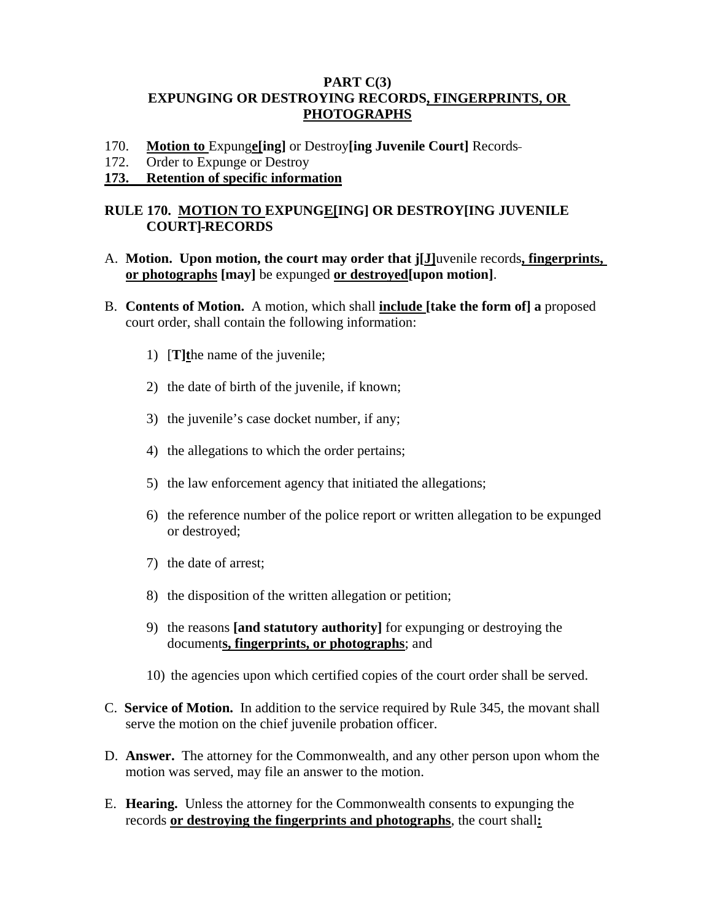**PART C(3)**
**EXPUNGING OR DESTROYING RECORDS, FINGERPRINTS, OR PHOTOGRAPHS**

170. **Motion to** Expung**e[ing]** or Destroy**[ing Juvenile Court]** Records
172. Order to Expunge or Destroy
**173. Retention of specific information**

**RULE 170. MOTION TO EXPUNGE[ING] OR DESTROY[ING JUVENILE COURT] RECORDS**

A. **Motion. Upon motion, the court may order that j[J]**uvenile records**, fingerprints, or photographs [may]** be expunged **or destroyed[upon motion]**.

B. **Contents of Motion.** A motion, which shall **include [take the form of] a** proposed court order, shall contain the following information:

   1) [**T]t**he name of the juvenile;

   2) the date of birth of the juvenile, if known;

   3) the juvenile's case docket number, if any;

   4) the allegations to which the order pertains;

   5) the law enforcement agency that initiated the allegations;

   6) the reference number of the police report or written allegation to be expunged or destroyed;

   7) the date of arrest;

   8) the disposition of the written allegation or petition;

   9) the reasons **[and statutory authority]** for expunging or destroying the document**s, fingerprints, or photographs**; and

   10) the agencies upon which certified copies of the court order shall be served.

C. **Service of Motion.** In addition to the service required by Rule 345, the movant shall serve the motion on the chief juvenile probation officer.

D. **Answer.** The attorney for the Commonwealth, and any other person upon whom the motion was served, may file an answer to the motion.

E. **Hearing.** Unless the attorney for the Commonwealth consents to expunging the records **or destroying the fingerprints and photographs**, the court shall**:**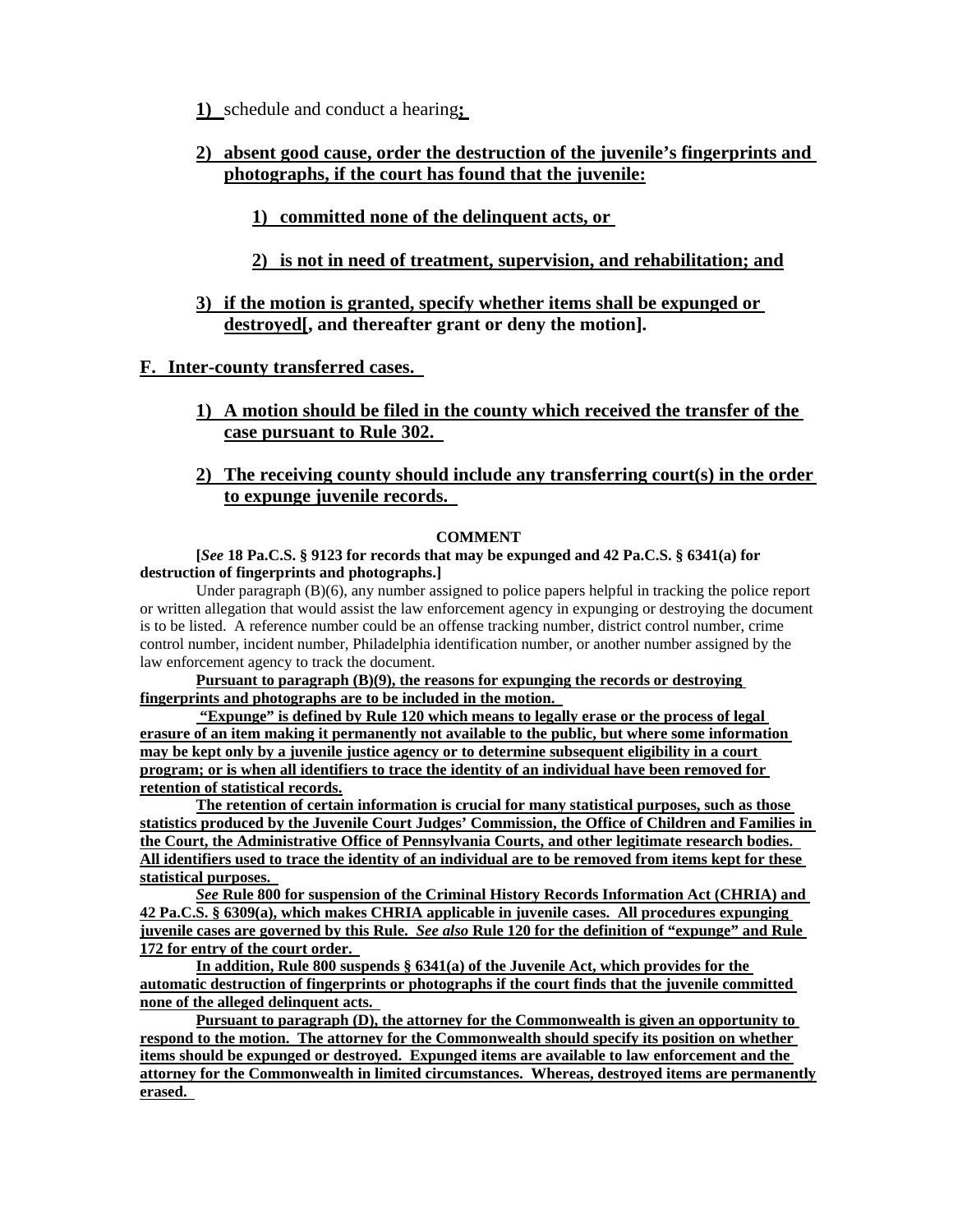1) schedule and conduct a hearing**;**

2) **absent good cause, order the destruction of the juvenile's fingerprints and photographs, if the court has found that the juvenile:**

   1) **committed none of the delinquent acts, or**

   2) **is not in need of treatment, supervision, and rehabilitation; and**

3) **if the motion is granted, specify whether items shall be expunged or destroyed[, and thereafter grant or deny the motion].**

**F. Inter-county transferred cases.**

1) **A motion should be filed in the county which received the transfer of the case pursuant to Rule 302.**

2) **The receiving county should include any transferring court(s) in the order to expunge juvenile records.**

**COMMENT**

**[*See* 18 Pa.C.S. § 9123 for records that may be expunged and 42 Pa.C.S. § 6341(a) for destruction of fingerprints and photographs.]**

Under paragraph (B)(6), any number assigned to police papers helpful in tracking the police report or written allegation that would assist the law enforcement agency in expunging or destroying the document is to be listed. A reference number could be an offense tracking number, district control number, crime control number, incident number, Philadelphia identification number, or another number assigned by the law enforcement agency to track the document.

**Pursuant to paragraph (B)(9), the reasons for expunging the records or destroying fingerprints and photographs are to be included in the motion.**

**"Expunge" is defined by Rule 120 which means to legally erase or the process of legal erasure of an item making it permanently not available to the public, but where some information may be kept only by a juvenile justice agency or to determine subsequent eligibility in a court program; or is when all identifiers to trace the identity of an individual have been removed for retention of statistical records.**

**The retention of certain information is crucial for many statistical purposes, such as those statistics produced by the Juvenile Court Judges' Commission, the Office of Children and Families in the Court, the Administrative Office of Pennsylvania Courts, and other legitimate research bodies. All identifiers used to trace the identity of an individual are to be removed from items kept for these statistical purposes.**

***See* Rule 800 for suspension of the Criminal History Records Information Act (CHRIA) and 42 Pa.C.S. § 6309(a), which makes CHRIA applicable in juvenile cases. All procedures expunging juvenile cases are governed by this Rule. *See also* Rule 120 for the definition of "expunge" and Rule 172 for entry of the court order.**

**In addition, Rule 800 suspends § 6341(a) of the Juvenile Act, which provides for the automatic destruction of fingerprints or photographs if the court finds that the juvenile committed none of the alleged delinquent acts.**

**Pursuant to paragraph (D), the attorney for the Commonwealth is given an opportunity to respond to the motion. The attorney for the Commonwealth should specify its position on whether items should be expunged or destroyed. Expunged items are available to law enforcement and the attorney for the Commonwealth in limited circumstances. Whereas, destroyed items are permanently erased.**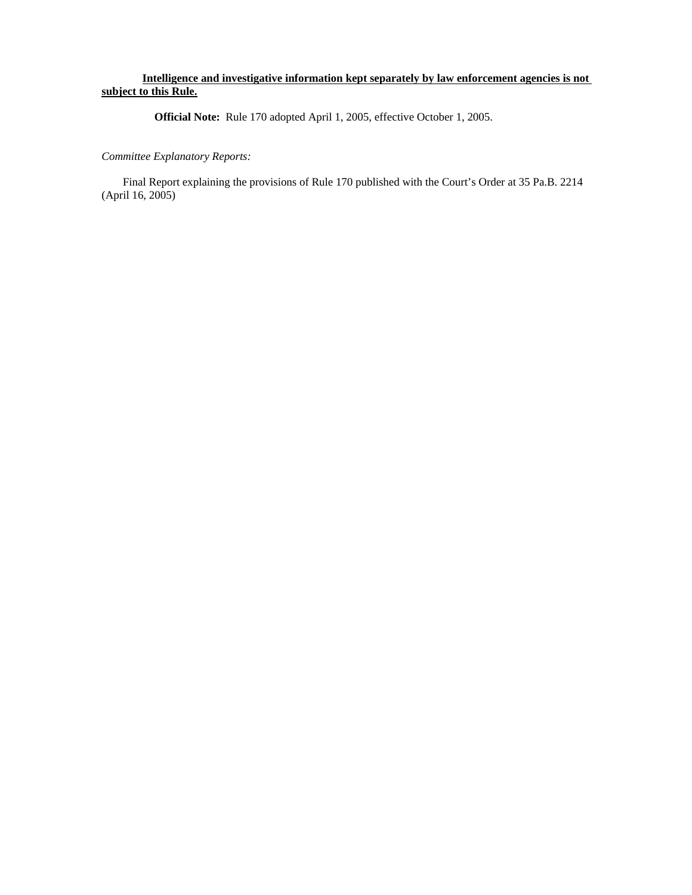<u>**Intelligence and investigative information kept separately by law enforcement agencies is not subject to this Rule.**</u>

**Official Note:** Rule 170 adopted April 1, 2005, effective October 1, 2005.

*Committee Explanatory Reports:*

Final Report explaining the provisions of Rule 170 published with the Court's Order at 35 Pa.B. 2214 (April 16, 2005)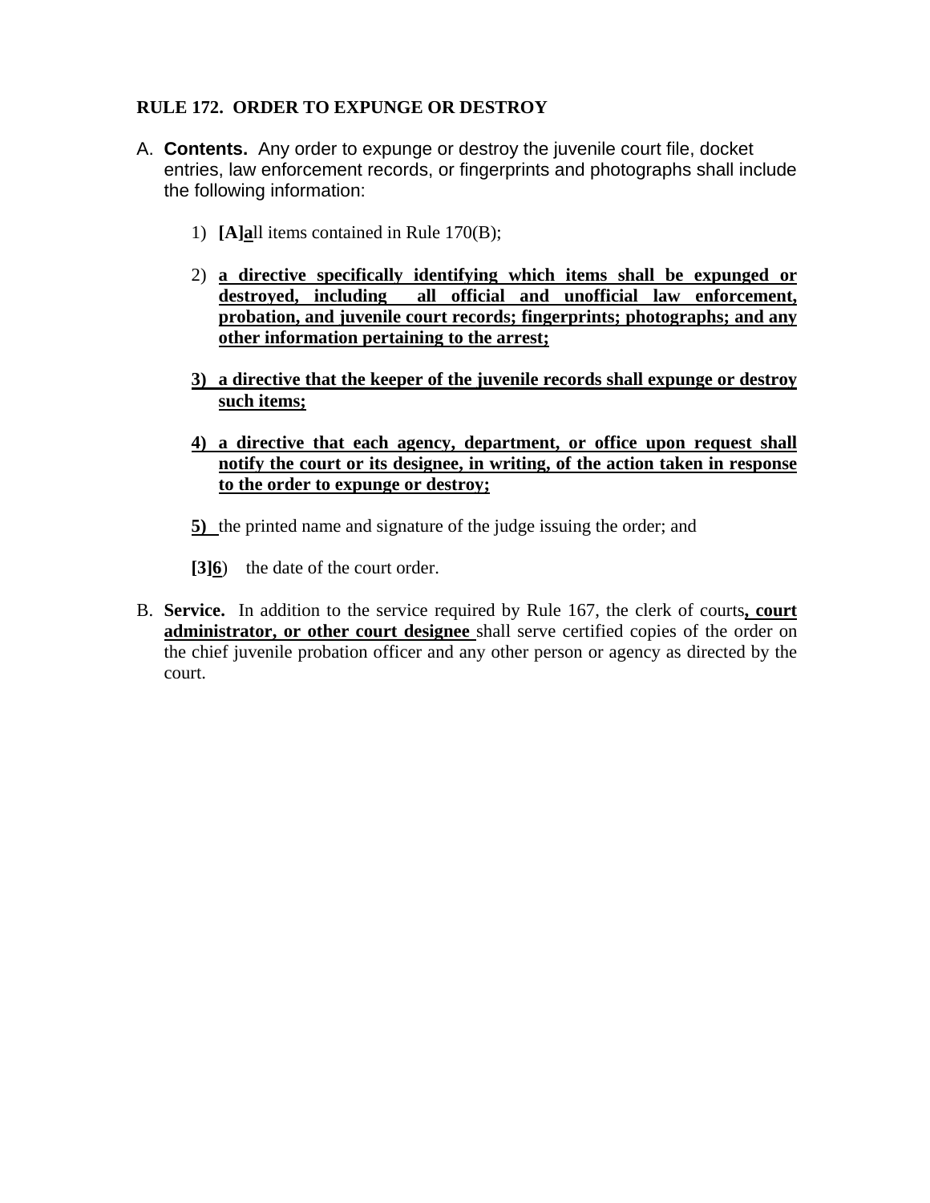**RULE 172. ORDER TO EXPUNGE OR DESTROY**

A. **Contents.** Any order to expunge or destroy the juvenile court file, docket entries, law enforcement records, or fingerprints and photographs shall include the following information:

   1) **[A]a**ll items contained in Rule 170(B);

   2) **a directive specifically identifying which items shall be expunged or destroyed, including all official and unofficial law enforcement, probation, and juvenile court records; fingerprints; photographs; and any other information pertaining to the arrest;**

   **3) a directive that the keeper of the juvenile records shall expunge or destroy such items;**

   **4) a directive that each agency, department, or office upon request shall notify the court or its designee, in writing, of the action taken in response to the order to expunge or destroy;**

   **5)** the printed name and signature of the judge issuing the order; and

   **[3]6**) the date of the court order.

B. **Service.** In addition to the service required by Rule 167, the clerk of courts**, court administrator, or other court designee** shall serve certified copies of the order on the chief juvenile probation officer and any other person or agency as directed by the court.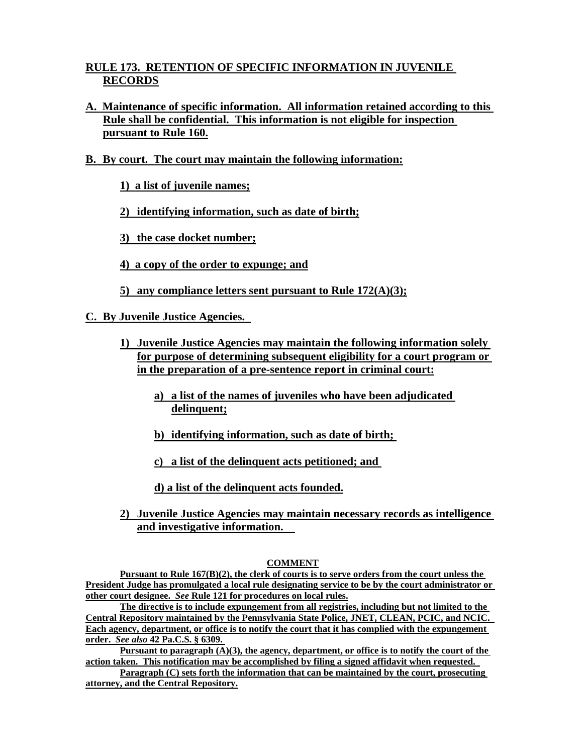## RULE 173. RETENTION OF SPECIFIC INFORMATION IN JUVENILE RECORDS

**A. Maintenance of specific information. All information retained according to this Rule shall be confidential. This information is not eligible for inspection pursuant to Rule 160.**

**B. By court. The court may maintain the following information:**

**1) a list of juvenile names;**

**2) identifying information, such as date of birth;**

**3) the case docket number;**

**4) a copy of the order to expunge; and**

**5) any compliance letters sent pursuant to Rule 172(A)(3);**

**C. By Juvenile Justice Agencies.**

**1) Juvenile Justice Agencies may maintain the following information solely for purpose of determining subsequent eligibility for a court program or in the preparation of a pre-sentence report in criminal court:**

**a) a list of the names of juveniles who have been adjudicated delinquent;**

**b) identifying information, such as date of birth;**

**c) a list of the delinquent acts petitioned; and**

**d) a list of the delinquent acts founded.**

**2) Juvenile Justice Agencies may maintain necessary records as intelligence and investigative information.**

**COMMENT**

**Pursuant to Rule 167(B)(2), the clerk of courts is to serve orders from the court unless the President Judge has promulgated a local rule designating service to be by the court administrator or other court designee. *See* Rule 121 for procedures on local rules.**

**The directive is to include expungement from all registries, including but not limited to the Central Repository maintained by the Pennsylvania State Police, JNET, CLEAN, PCIC, and NCIC. Each agency, department, or office is to notify the court that it has complied with the expungement order. *See also* 42 Pa.C.S. § 6309.**

**Pursuant to paragraph (A)(3), the agency, department, or office is to notify the court of the action taken. This notification may be accomplished by filing a signed affidavit when requested.**

**Paragraph (C) sets forth the information that can be maintained by the court, prosecuting attorney, and the Central Repository.**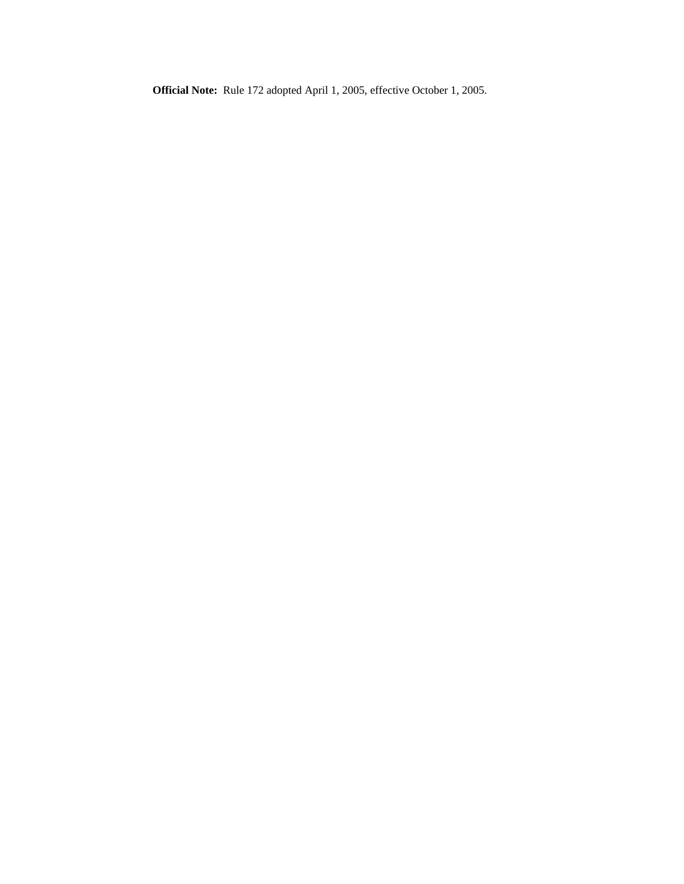**Official Note:** Rule 172 adopted April 1, 2005, effective October 1, 2005.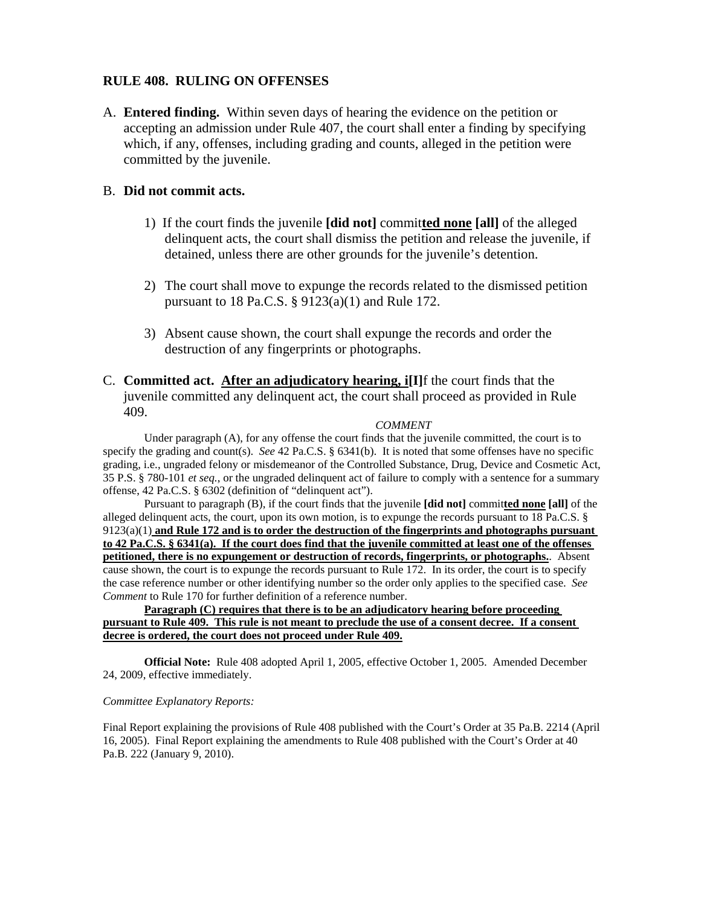## RULE 408. RULING ON OFFENSES

A. **Entered finding.** Within seven days of hearing the evidence on the petition or accepting an admission under Rule 407, the court shall enter a finding by specifying which, if any, offenses, including grading and counts, alleged in the petition were committed by the juvenile.

B. **Did not commit acts.**

1) If the court finds the juvenile **[did not]** commit<u>**ted none**</u> **[all]** of the alleged delinquent acts, the court shall dismiss the petition and release the juvenile, if detained, unless there are other grounds for the juvenile's detention.

2) The court shall move to expunge the records related to the dismissed petition pursuant to 18 Pa.C.S. § 9123(a)(1) and Rule 172.

3) Absent cause shown, the court shall expunge the records and order the destruction of any fingerprints or photographs.

C. **Committed act.** <u>**After an adjudicatory hearing, i**</u>**[I]**f the court finds that the juvenile committed any delinquent act, the court shall proceed as provided in Rule 409.

*COMMENT*

Under paragraph (A), for any offense the court finds that the juvenile committed, the court is to specify the grading and count(s). *See* 42 Pa.C.S. § 6341(b). It is noted that some offenses have no specific grading, i.e., ungraded felony or misdemeanor of the Controlled Substance, Drug, Device and Cosmetic Act, 35 P.S. § 780-101 *et seq.*, or the ungraded delinquent act of failure to comply with a sentence for a summary offense, 42 Pa.C.S. § 6302 (definition of "delinquent act").

Pursuant to paragraph (B), if the court finds that the juvenile **[did not]** commit<u>**ted none**</u> **[all]** of the alleged delinquent acts, the court, upon its own motion, is to expunge the records pursuant to 18 Pa.C.S. § 9123(a)(1) <u>**and Rule 172 and is to order the destruction of the fingerprints and photographs pursuant to 42 Pa.C.S. § 6341(a). If the court does find that the juvenile committed at least one of the offenses petitioned, there is no expungement or destruction of records, fingerprints, or photographs.**</u>. Absent cause shown, the court is to expunge the records pursuant to Rule 172. In its order, the court is to specify the case reference number or other identifying number so the order only applies to the specified case. *See Comment* to Rule 170 for further definition of a reference number.

<u>**Paragraph (C) requires that there is to be an adjudicatory hearing before proceeding pursuant to Rule 409. This rule is not meant to preclude the use of a consent decree. If a consent decree is ordered, the court does not proceed under Rule 409.**</u>

**Official Note:** Rule 408 adopted April 1, 2005, effective October 1, 2005. Amended December 24, 2009, effective immediately.

*Committee Explanatory Reports:*

Final Report explaining the provisions of Rule 408 published with the Court's Order at 35 Pa.B. 2214 (April 16, 2005). Final Report explaining the amendments to Rule 408 published with the Court's Order at 40 Pa.B. 222 (January 9, 2010).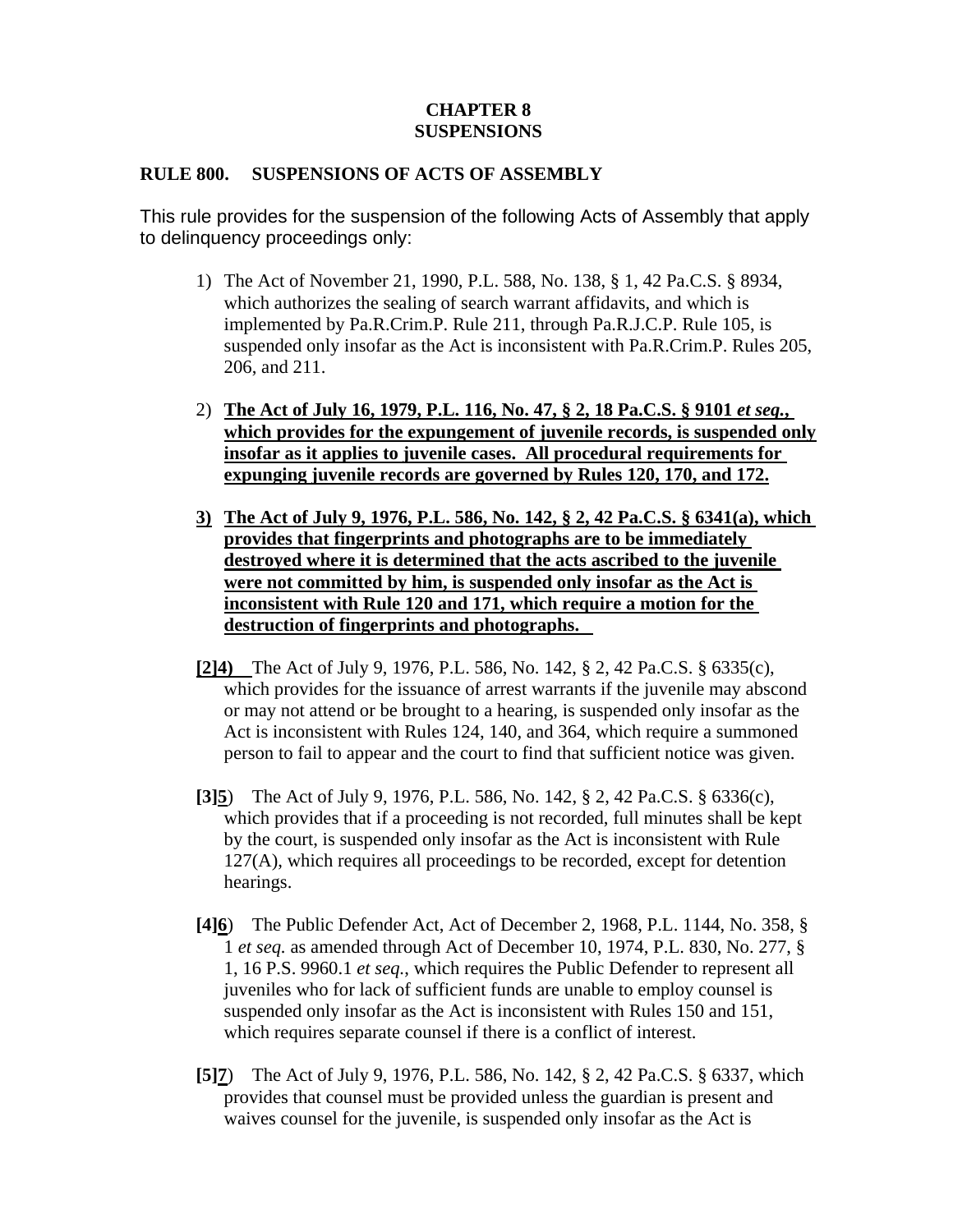**CHAPTER 8**
**SUSPENSIONS**

**RULE 800. SUSPENSIONS OF ACTS OF ASSEMBLY**

This rule provides for the suspension of the following Acts of Assembly that apply to delinquency proceedings only:

1) The Act of November 21, 1990, P.L. 588, No. 138, § 1, 42 Pa.C.S. § 8934, which authorizes the sealing of search warrant affidavits, and which is implemented by Pa.R.Crim.P. Rule 211, through Pa.R.J.C.P. Rule 105, is suspended only insofar as the Act is inconsistent with Pa.R.Crim.P. Rules 205, 206, and 211.

2) <u>**The Act of July 16, 1979, P.L. 116, No. 47, § 2, 18 Pa.C.S. § 9101 *et seq.*, which provides for the expungement of juvenile records, is suspended only insofar as it applies to juvenile cases. All procedural requirements for expunging juvenile records are governed by Rules 120, 170, and 172.**</u>

<u>**3)**</u> <u>**The Act of July 9, 1976, P.L. 586, No. 142, § 2, 42 Pa.C.S. § 6341(a), which provides that fingerprints and photographs are to be immediately destroyed where it is determined that the acts ascribed to the juvenile were not committed by him, is suspended only insofar as the Act is inconsistent with Rule 120 and 171, which require a motion for the destruction of fingerprints and photographs.**</u>

**[2]**<u>**4)**</u> The Act of July 9, 1976, P.L. 586, No. 142, § 2, 42 Pa.C.S. § 6335(c), which provides for the issuance of arrest warrants if the juvenile may abscond or may not attend or be brought to a hearing, is suspended only insofar as the Act is inconsistent with Rules 124, 140, and 364, which require a summoned person to fail to appear and the court to find that sufficient notice was given.

**[3]**<u>**5**</u>) The Act of July 9, 1976, P.L. 586, No. 142, § 2, 42 Pa.C.S. § 6336(c), which provides that if a proceeding is not recorded, full minutes shall be kept by the court, is suspended only insofar as the Act is inconsistent with Rule 127(A), which requires all proceedings to be recorded, except for detention hearings.

**[4]**<u>**6**</u>) The Public Defender Act, Act of December 2, 1968, P.L. 1144, No. 358, § 1 *et seq.* as amended through Act of December 10, 1974, P.L. 830, No. 277, § 1, 16 P.S. 9960.1 *et seq.*, which requires the Public Defender to represent all juveniles who for lack of sufficient funds are unable to employ counsel is suspended only insofar as the Act is inconsistent with Rules 150 and 151, which requires separate counsel if there is a conflict of interest.

**[5]**<u>**7**</u>) The Act of July 9, 1976, P.L. 586, No. 142, § 2, 42 Pa.C.S. § 6337, which provides that counsel must be provided unless the guardian is present and waives counsel for the juvenile, is suspended only insofar as the Act is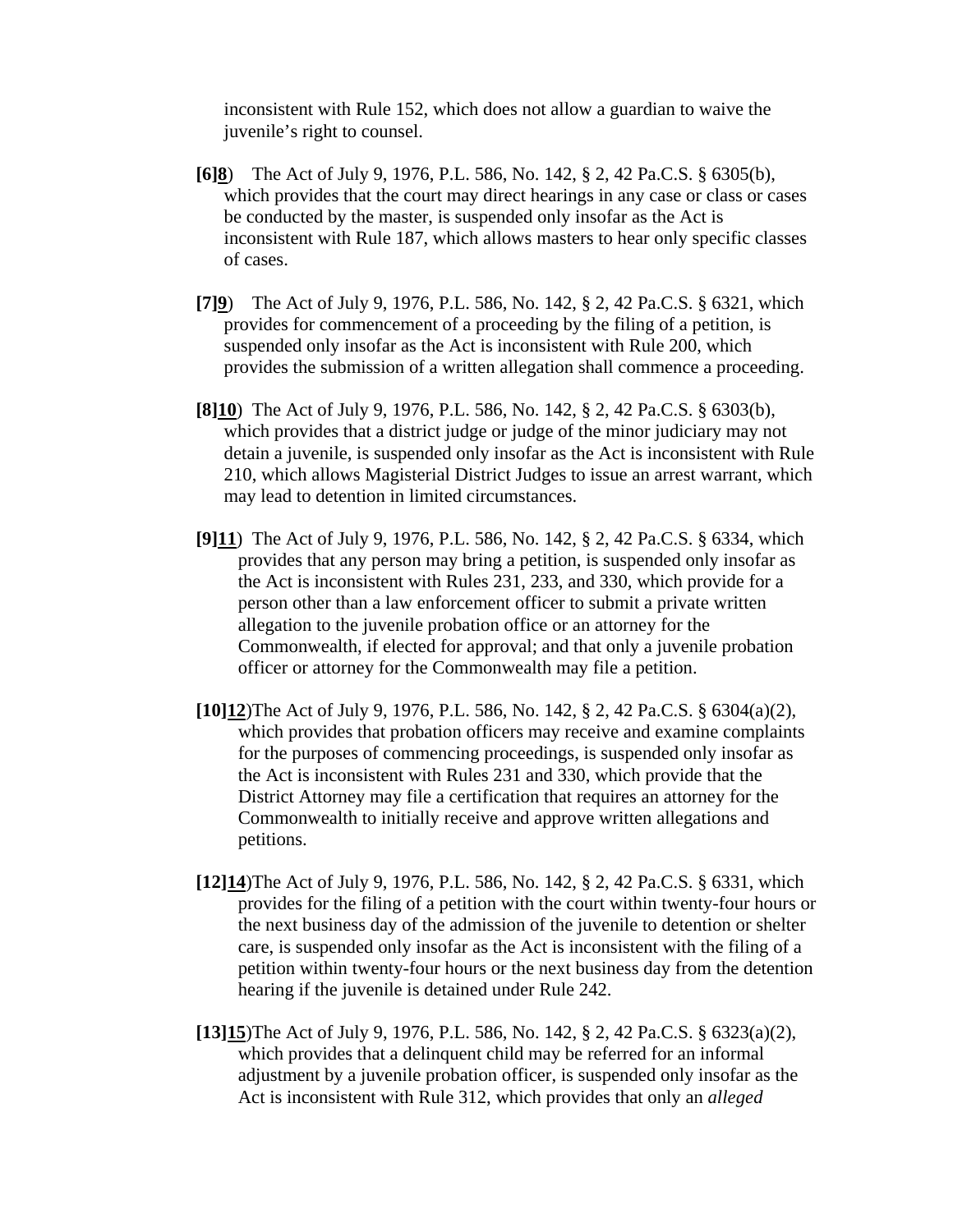inconsistent with Rule 152, which does not allow a guardian to waive the juvenile's right to counsel.

**[6]<u>8</u>**) The Act of July 9, 1976, P.L. 586, No. 142, § 2, 42 Pa.C.S. § 6305(b), which provides that the court may direct hearings in any case or class or cases be conducted by the master, is suspended only insofar as the Act is inconsistent with Rule 187, which allows masters to hear only specific classes of cases.

**[7]<u>9</u>**) The Act of July 9, 1976, P.L. 586, No. 142, § 2, 42 Pa.C.S. § 6321, which provides for commencement of a proceeding by the filing of a petition, is suspended only insofar as the Act is inconsistent with Rule 200, which provides the submission of a written allegation shall commence a proceeding.

**[8]<u>10</u>**) The Act of July 9, 1976, P.L. 586, No. 142, § 2, 42 Pa.C.S. § 6303(b), which provides that a district judge or judge of the minor judiciary may not detain a juvenile, is suspended only insofar as the Act is inconsistent with Rule 210, which allows Magisterial District Judges to issue an arrest warrant, which may lead to detention in limited circumstances.

**[9]<u>11</u>**) The Act of July 9, 1976, P.L. 586, No. 142, § 2, 42 Pa.C.S. § 6334, which provides that any person may bring a petition, is suspended only insofar as the Act is inconsistent with Rules 231, 233, and 330, which provide for a person other than a law enforcement officer to submit a private written allegation to the juvenile probation office or an attorney for the Commonwealth, if elected for approval; and that only a juvenile probation officer or attorney for the Commonwealth may file a petition.

**[10]<u>12</u>**)The Act of July 9, 1976, P.L. 586, No. 142, § 2, 42 Pa.C.S. § 6304(a)(2), which provides that probation officers may receive and examine complaints for the purposes of commencing proceedings, is suspended only insofar as the Act is inconsistent with Rules 231 and 330, which provide that the District Attorney may file a certification that requires an attorney for the Commonwealth to initially receive and approve written allegations and petitions.

**[12]<u>14</u>**)The Act of July 9, 1976, P.L. 586, No. 142, § 2, 42 Pa.C.S. § 6331, which provides for the filing of a petition with the court within twenty-four hours or the next business day of the admission of the juvenile to detention or shelter care, is suspended only insofar as the Act is inconsistent with the filing of a petition within twenty-four hours or the next business day from the detention hearing if the juvenile is detained under Rule 242.

**[13]<u>15</u>**)The Act of July 9, 1976, P.L. 586, No. 142, § 2, 42 Pa.C.S. § 6323(a)(2), which provides that a delinquent child may be referred for an informal adjustment by a juvenile probation officer, is suspended only insofar as the Act is inconsistent with Rule 312, which provides that only an *alleged*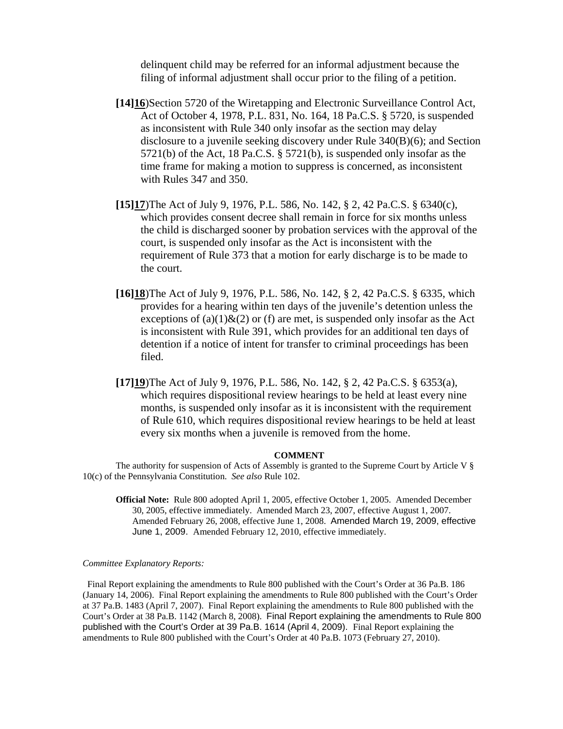delinquent child may be referred for an informal adjustment because the filing of informal adjustment shall occur prior to the filing of a petition.

**[14]**<u>**16**</u>)Section 5720 of the Wiretapping and Electronic Surveillance Control Act, Act of October 4, 1978, P.L. 831, No. 164, 18 Pa.C.S. § 5720, is suspended as inconsistent with Rule 340 only insofar as the section may delay disclosure to a juvenile seeking discovery under Rule 340(B)(6); and Section 5721(b) of the Act, 18 Pa.C.S. § 5721(b), is suspended only insofar as the time frame for making a motion to suppress is concerned, as inconsistent with Rules 347 and 350.

**[15]**<u>**17**</u>)The Act of July 9, 1976, P.L. 586, No. 142, § 2, 42 Pa.C.S. § 6340(c), which provides consent decree shall remain in force for six months unless the child is discharged sooner by probation services with the approval of the court, is suspended only insofar as the Act is inconsistent with the requirement of Rule 373 that a motion for early discharge is to be made to the court.

**[16]**<u>**18**</u>)The Act of July 9, 1976, P.L. 586, No. 142, § 2, 42 Pa.C.S. § 6335, which provides for a hearing within ten days of the juvenile's detention unless the exceptions of (a)(1)&(2) or (f) are met, is suspended only insofar as the Act is inconsistent with Rule 391, which provides for an additional ten days of detention if a notice of intent for transfer to criminal proceedings has been filed.

**[17]**<u>**19**</u>)The Act of July 9, 1976, P.L. 586, No. 142, § 2, 42 Pa.C.S. § 6353(a), which requires dispositional review hearings to be held at least every nine months, is suspended only insofar as it is inconsistent with the requirement of Rule 610, which requires dispositional review hearings to be held at least every six months when a juvenile is removed from the home.

**COMMENT**

The authority for suspension of Acts of Assembly is granted to the Supreme Court by Article V § 10(c) of the Pennsylvania Constitution. *See also* Rule 102.

**Official Note:** Rule 800 adopted April 1, 2005, effective October 1, 2005. Amended December 30, 2005, effective immediately. Amended March 23, 2007, effective August 1, 2007. Amended February 26, 2008, effective June 1, 2008. Amended March 19, 2009, effective June 1, 2009. Amended February 12, 2010, effective immediately.

*Committee Explanatory Reports:*

Final Report explaining the amendments to Rule 800 published with the Court's Order at 36 Pa.B. 186 (January 14, 2006). Final Report explaining the amendments to Rule 800 published with the Court's Order at 37 Pa.B. 1483 (April 7, 2007). Final Report explaining the amendments to Rule 800 published with the Court's Order at 38 Pa.B. 1142 (March 8, 2008). Final Report explaining the amendments to Rule 800 published with the Court's Order at 39 Pa.B. 1614 (April 4, 2009). Final Report explaining the amendments to Rule 800 published with the Court's Order at 40 Pa.B. 1073 (February 27, 2010).